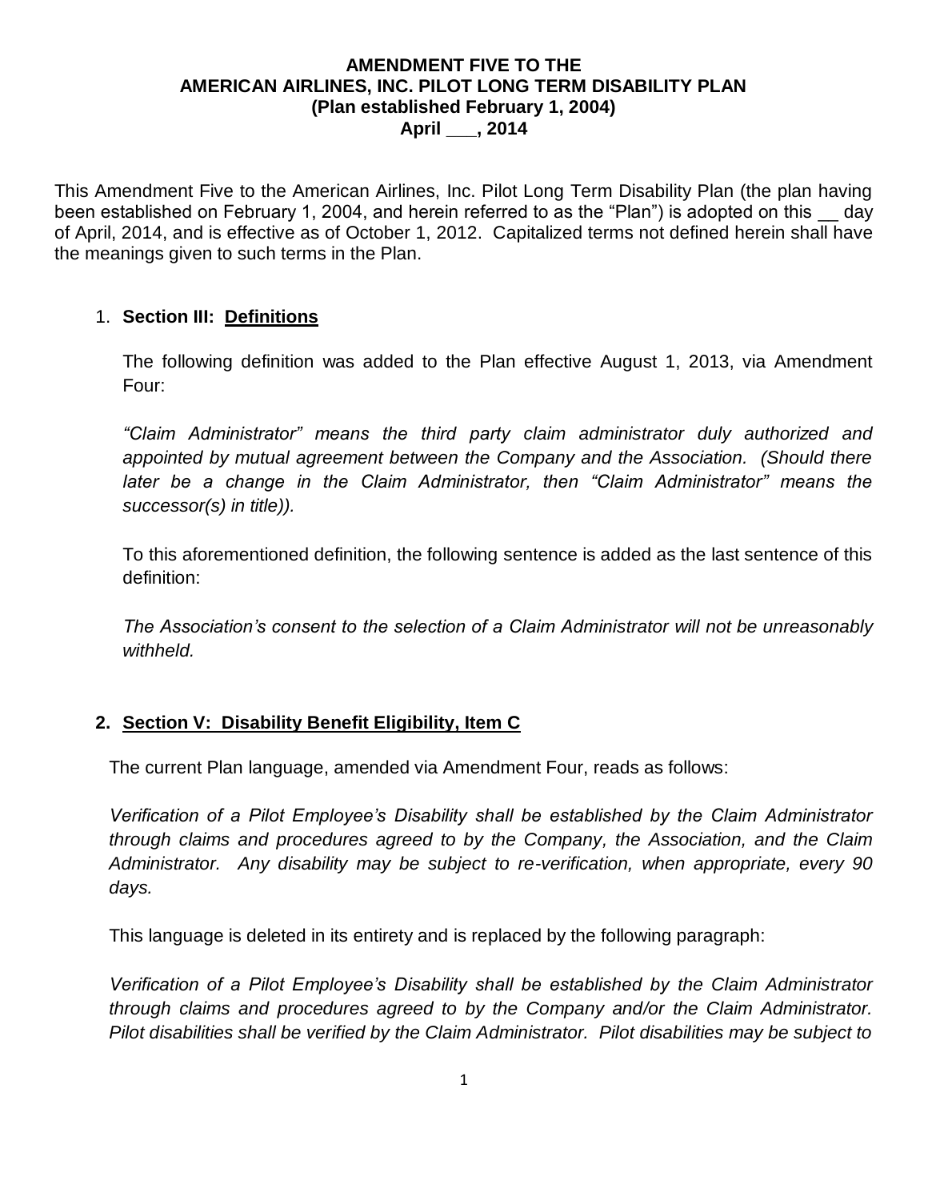**AMENDMENT FIVE TO THE**
**AMERICAN AIRLINES, INC. PILOT LONG TERM DISABILITY PLAN**
**(Plan established February 1, 2004)**
**April ___, 2014**

This Amendment Five to the American Airlines, Inc. Pilot Long Term Disability Plan (the plan having been established on February 1, 2004, and herein referred to as the "Plan") is adopted on this __ day of April, 2014, and is effective as of October 1, 2012. Capitalized terms not defined herein shall have the meanings given to such terms in the Plan.

1. **Section III: Definitions**

   The following definition was added to the Plan effective August 1, 2013, via Amendment Four:

   *"Claim Administrator" means the third party claim administrator duly authorized and appointed by mutual agreement between the Company and the Association. (Should there later be a change in the Claim Administrator, then "Claim Administrator" means the successor(s) in title)).*

   To this aforementioned definition, the following sentence is added as the last sentence of this definition:

   *The Association's consent to the selection of a Claim Administrator will not be unreasonably withheld.*

2. **Section V: Disability Benefit Eligibility, Item C**

   The current Plan language, amended via Amendment Four, reads as follows:

   *Verification of a Pilot Employee's Disability shall be established by the Claim Administrator through claims and procedures agreed to by the Company, the Association, and the Claim Administrator. Any disability may be subject to re-verification, when appropriate, every 90 days.*

   This language is deleted in its entirety and is replaced by the following paragraph:

   *Verification of a Pilot Employee's Disability shall be established by the Claim Administrator through claims and procedures agreed to by the Company and/or the Claim Administrator. Pilot disabilities shall be verified by the Claim Administrator. Pilot disabilities may be subject to*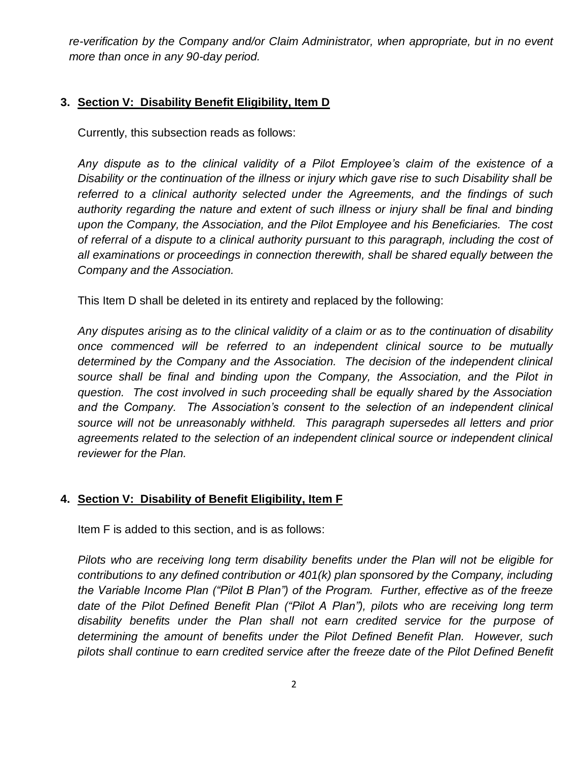*re-verification by the Company and/or Claim Administrator, when appropriate, but in no event more than once in any 90-day period.*

**3. Section V: Disability Benefit Eligibility, Item D**

Currently, this subsection reads as follows:

*Any dispute as to the clinical validity of a Pilot Employee's claim of the existence of a Disability or the continuation of the illness or injury which gave rise to such Disability shall be referred to a clinical authority selected under the Agreements, and the findings of such authority regarding the nature and extent of such illness or injury shall be final and binding upon the Company, the Association, and the Pilot Employee and his Beneficiaries. The cost of referral of a dispute to a clinical authority pursuant to this paragraph, including the cost of all examinations or proceedings in connection therewith, shall be shared equally between the Company and the Association.*

This Item D shall be deleted in its entirety and replaced by the following:

*Any disputes arising as to the clinical validity of a claim or as to the continuation of disability once commenced will be referred to an independent clinical source to be mutually determined by the Company and the Association. The decision of the independent clinical source shall be final and binding upon the Company, the Association, and the Pilot in question. The cost involved in such proceeding shall be equally shared by the Association and the Company. The Association's consent to the selection of an independent clinical source will not be unreasonably withheld. This paragraph supersedes all letters and prior agreements related to the selection of an independent clinical source or independent clinical reviewer for the Plan.*

**4. Section V: Disability of Benefit Eligibility, Item F**

Item F is added to this section, and is as follows:

*Pilots who are receiving long term disability benefits under the Plan will not be eligible for contributions to any defined contribution or 401(k) plan sponsored by the Company, including the Variable Income Plan ("Pilot B Plan") of the Program. Further, effective as of the freeze date of the Pilot Defined Benefit Plan ("Pilot A Plan"), pilots who are receiving long term disability benefits under the Plan shall not earn credited service for the purpose of determining the amount of benefits under the Pilot Defined Benefit Plan. However, such pilots shall continue to earn credited service after the freeze date of the Pilot Defined Benefit*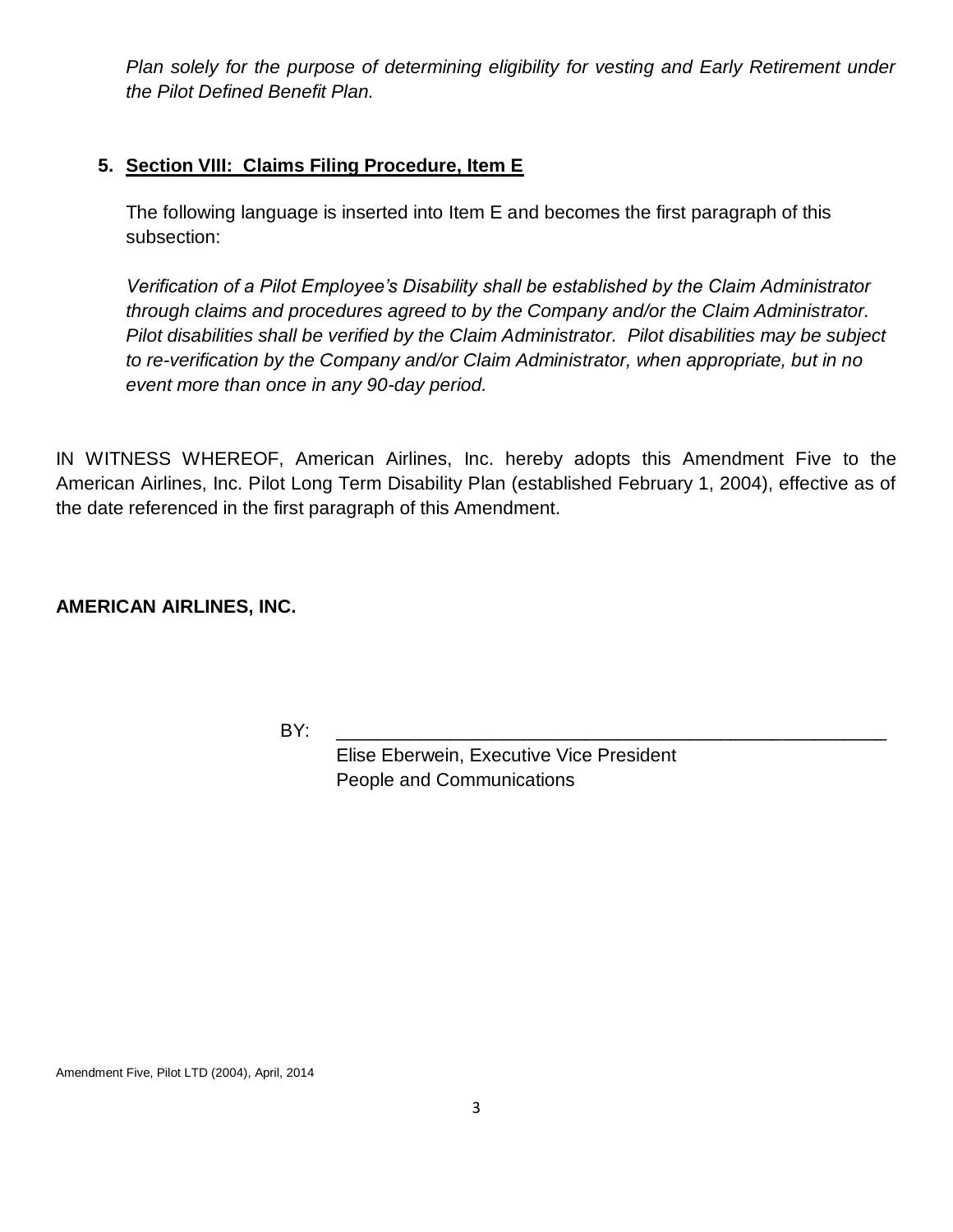*Plan solely for the purpose of determining eligibility for vesting and Early Retirement under the Pilot Defined Benefit Plan.*

**5. Section VIII: Claims Filing Procedure, Item E**

The following language is inserted into Item E and becomes the first paragraph of this subsection:

*Verification of a Pilot Employee's Disability shall be established by the Claim Administrator through claims and procedures agreed to by the Company and/or the Claim Administrator. Pilot disabilities shall be verified by the Claim Administrator. Pilot disabilities may be subject to re-verification by the Company and/or Claim Administrator, when appropriate, but in no event more than once in any 90-day period.*

IN WITNESS WHEREOF, American Airlines, Inc. hereby adopts this Amendment Five to the American Airlines, Inc. Pilot Long Term Disability Plan (established February 1, 2004), effective as of the date referenced in the first paragraph of this Amendment.

**AMERICAN AIRLINES, INC.**

BY: ________________________________________________

Elise Eberwein, Executive Vice President
People and Communications

Amendment Five, Pilot LTD (2004), April, 2014